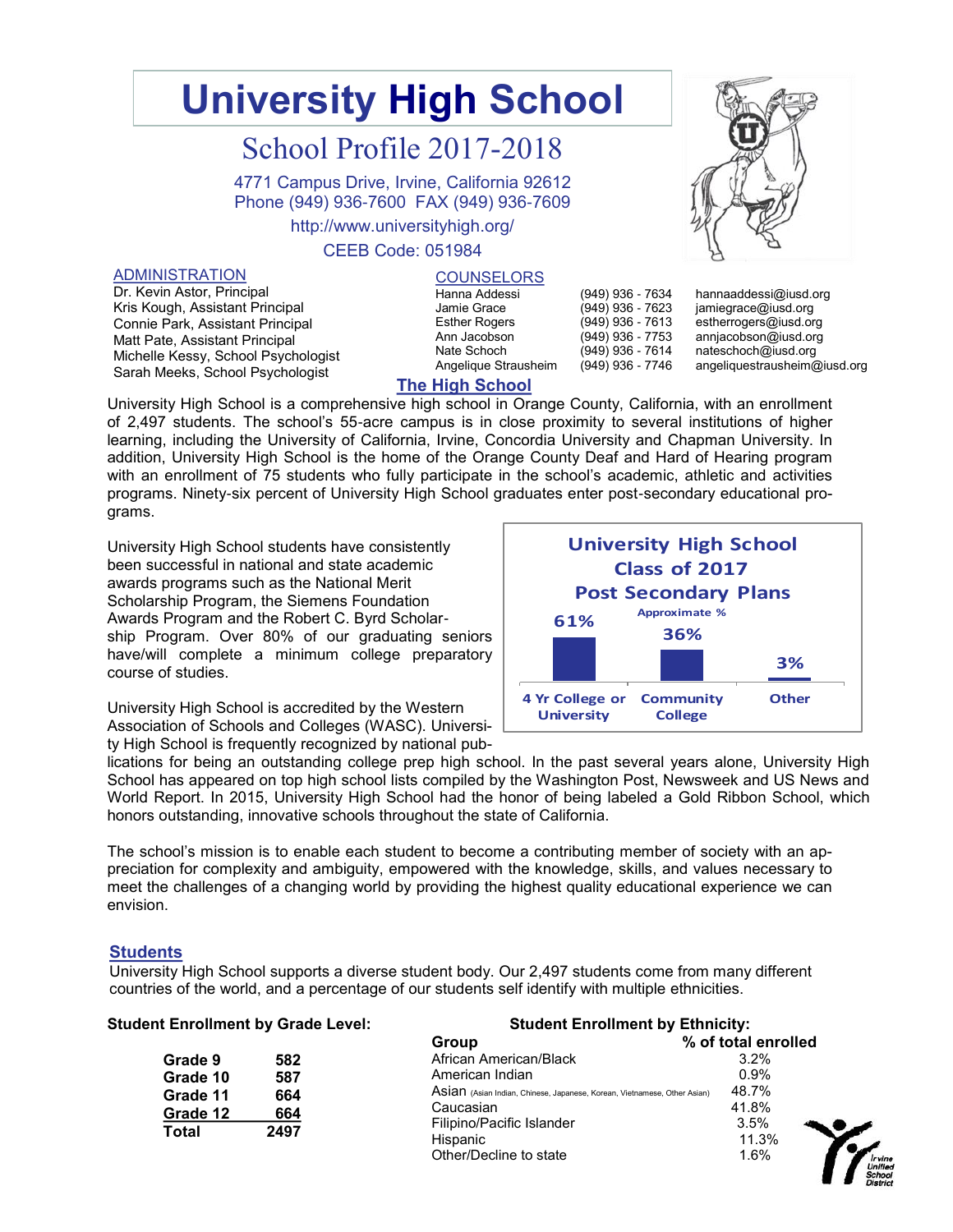# University High School

## School Profile 2017-2018

4771 Campus Drive, Irvine, California 92612
Phone (949) 936-7600 FAX (949) 936-7609
http://www.universityhigh.org/
CEEB Code: 051984

### ADMINISTRATION

Dr. Kevin Astor, Principal
Kris Kough, Assistant Principal
Connie Park, Assistant Principal
Matt Pate, Assistant Principal
Michelle Kessy, School Psychologist
Sarah Meeks, School Psychologist

### COUNSELORS

| Name | Phone | Email |
|---|---|---|
| Hanna Addessi | (949) 936 - 7634 | hannaaddessi@iusd.org |
| Jamie Grace | (949) 936 - 7623 | jamiegrace@iusd.org |
| Esther Rogers | (949) 936 - 7613 | estherrogers@iusd.org |
| Ann Jacobson | (949) 936 - 7753 | annjacobson@iusd.org |
| Nate Schoch | (949) 936 - 7614 | nateschoch@iusd.org |
| Angelique Strausheim | (949) 936 - 7746 | angeliquestrausheim@iusd.org |

## The High School

University High School is a comprehensive high school in Orange County, California, with an enrollment of 2,497 students. The school's 55-acre campus is in close proximity to several institutions of higher learning, including the University of California, Irvine, Concordia University and Chapman University. In addition, University High School is the home of the Orange County Deaf and Hard of Hearing program with an enrollment of 75 students who fully participate in the school's academic, athletic and activities programs. Ninety-six percent of University High School graduates enter post-secondary educational programs.

University High School students have consistently been successful in national and state academic awards programs such as the National Merit Scholarship Program, the Siemens Foundation Awards Program and the Robert C. Byrd Scholarship Program. Over 80% of our graduating seniors have/will complete a minimum college preparatory course of studies.

**University High School Class of 2017 Post Secondary Plans**
Approximate %

| 4 Yr College or University | Community College | Other |
|---|---|---|
| 61% | 36% | 3% |

University High School is accredited by the Western Association of Schools and Colleges (WASC). University High School is frequently recognized by national publications for being an outstanding college prep high school. In the past several years alone, University High School has appeared on top high school lists compiled by the Washington Post, Newsweek and US News and World Report. In 2015, University High School had the honor of being labeled a Gold Ribbon School, which honors outstanding, innovative schools throughout the state of California.

The school's mission is to enable each student to become a contributing member of society with an appreciation for complexity and ambiguity, empowered with the knowledge, skills, and values necessary to meet the challenges of a changing world by providing the highest quality educational experience we can envision.

## Students

University High School supports a diverse student body. Our 2,497 students come from many different countries of the world, and a percentage of our students self identify with multiple ethnicities.

**Student Enrollment by Grade Level:**

| Grade | Enrollment |
|---|---|
| Grade 9 | 582 |
| Grade 10 | 587 |
| Grade 11 | 664 |
| Grade 12 | 664 |
| **Total** | **2497** |

**Student Enrollment by Ethnicity:**

| Group | % of total enrolled |
|---|---|
| African American/Black | 3.2% |
| American Indian | 0.9% |
| Asian (Asian Indian, Chinese, Japanese, Korean, Vietnamese, Other Asian) | 48.7% |
| Caucasian | 41.8% |
| Filipino/Pacific Islander | 3.5% |
| Hispanic | 11.3% |
| Other/Decline to state | 1.6% |

Irvine Unified School District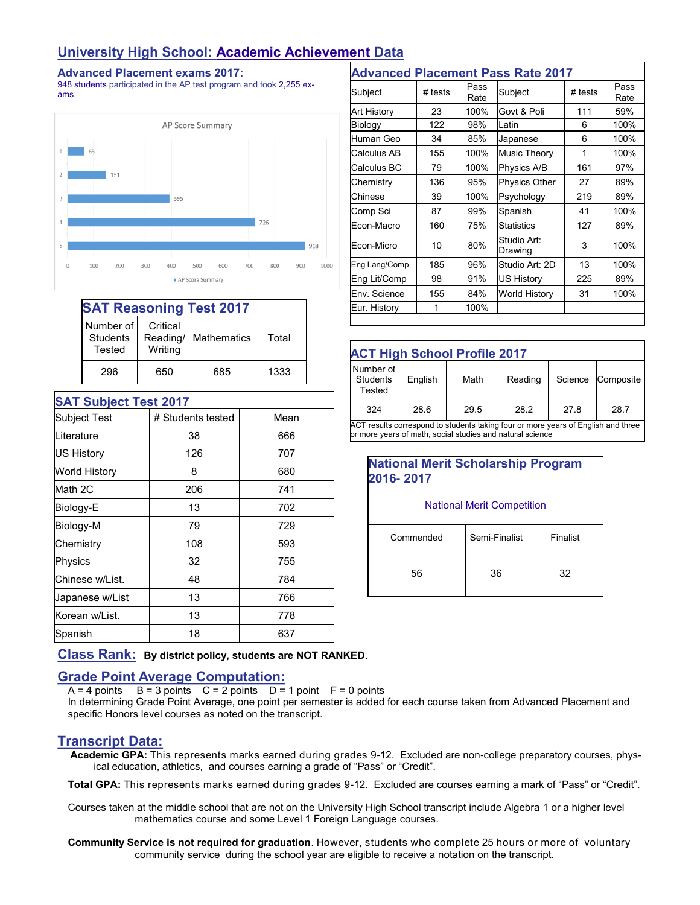# University High School: Academic Achievement Data

## Advanced Placement exams 2017:

948 students participated in the AP test program and took 2,255 exams.

AP Score Summary

| Score | Count |
|---|---|
| 1 | 65 |
| 2 | 151 |
| 3 | 395 |
| 4 | 726 |
| 5 | 918 |

## Advanced Placement Pass Rate 2017

| Subject | # tests | Pass Rate | Subject | # tests | Pass Rate |
|---|---|---|---|---|---|
| Art History | 23 | 100% | Govt & Poli | 111 | 59% |
| Biology | 122 | 98% | Latin | 6 | 100% |
| Human Geo | 34 | 85% | Japanese | 6 | 100% |
| Calculus AB | 155 | 100% | Music Theory | 1 | 100% |
| Calculus BC | 79 | 100% | Physics A/B | 161 | 97% |
| Chemistry | 136 | 95% | Physics Other | 27 | 89% |
| Chinese | 39 | 100% | Psychology | 219 | 89% |
| Comp Sci | 87 | 99% | Spanish | 41 | 100% |
| Econ-Macro | 160 | 75% | Statistics | 127 | 89% |
| Econ-Micro | 10 | 80% | Studio Art: Drawing | 3 | 100% |
| Eng Lang/Comp | 185 | 96% | Studio Art: 2D | 13 | 100% |
| Eng Lit/Comp | 98 | 91% | US History | 225 | 89% |
| Env. Science | 155 | 84% | World History | 31 | 100% |
| Eur. History | 1 | 100% | | | |

## SAT Reasoning Test 2017

| Number of Students Tested | Critical Reading/ Writing | Mathematics | Total |
|---|---|---|---|
| 296 | 650 | 685 | 1333 |

## SAT Subject Test 2017

| Subject Test | # Students tested | Mean |
|---|---|---|
| Literature | 38 | 666 |
| US History | 126 | 707 |
| World History | 8 | 680 |
| Math 2C | 206 | 741 |
| Biology-E | 13 | 702 |
| Biology-M | 79 | 729 |
| Chemistry | 108 | 593 |
| Physics | 32 | 755 |
| Chinese w/List. | 48 | 784 |
| Japanese w/List | 13 | 766 |
| Korean w/List. | 13 | 778 |
| Spanish | 18 | 637 |

## ACT High School Profile 2017

| Number of Students Tested | English | Math | Reading | Science | Composite |
|---|---|---|---|---|---|
| 324 | 28.6 | 29.5 | 28.2 | 27.8 | 28.7 |

ACT results correspond to students taking four or more years of English and three or more years of math, social studies and natural science

## National Merit Scholarship Program 2016- 2017

| National Merit Competition | | |
|---|---|---|
| Commended | Semi-Finalist | Finalist |
| 56 | 36 | 32 |

## Class Rank: **By district policy, students are NOT RANKED**.

## Grade Point Average Computation:

A = 4 points B = 3 points C = 2 points D = 1 point F = 0 points

In determining Grade Point Average, one point per semester is added for each course taken from Advanced Placement and specific Honors level courses as noted on the transcript.

## Transcript Data:

**Academic GPA:** This represents marks earned during grades 9-12. Excluded are non-college preparatory courses, physical education, athletics, and courses earning a grade of "Pass" or "Credit".

**Total GPA:** This represents marks earned during grades 9-12. Excluded are courses earning a mark of "Pass" or "Credit".

Courses taken at the middle school that are not on the University High School transcript include Algebra 1 or a higher level mathematics course and some Level 1 Foreign Language courses.

**Community Service is not required for graduation**. However, students who complete 25 hours or more of voluntary community service during the school year are eligible to receive a notation on the transcript.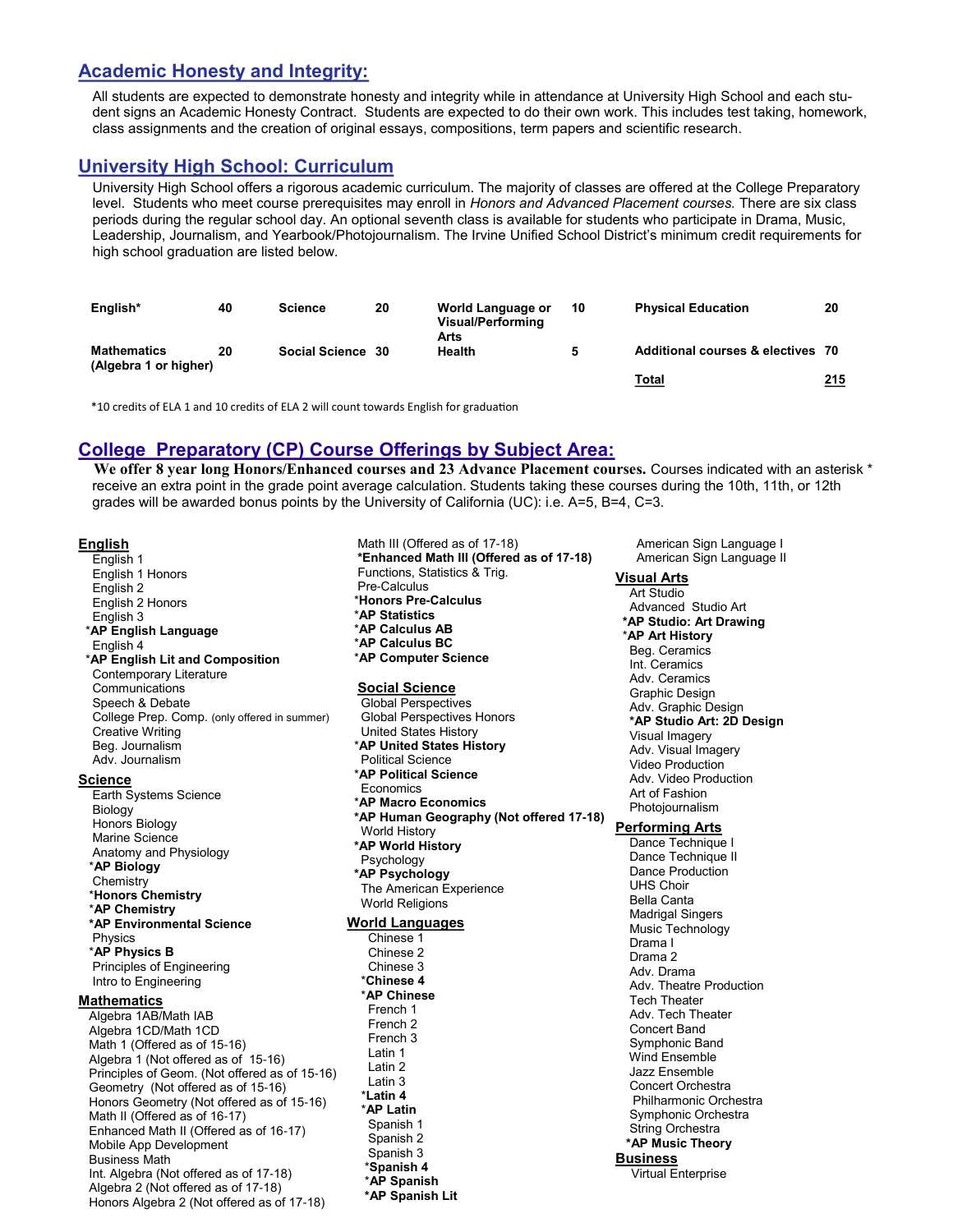## Academic Honesty and Integrity:

All students are expected to demonstrate honesty and integrity while in attendance at University High School and each student signs an Academic Honesty Contract. Students are expected to do their own work. This includes test taking, homework, class assignments and the creation of original essays, compositions, term papers and scientific research.

## University High School: Curriculum

University High School offers a rigorous academic curriculum. The majority of classes are offered at the College Preparatory level. Students who meet course prerequisites may enroll in *Honors and Advanced Placement courses.* There are six class periods during the regular school day. An optional seventh class is available for students who participate in Drama, Music, Leadership, Journalism, and Yearbook/Photojournalism. The Irvine Unified School District's minimum credit requirements for high school graduation are listed below.

| | | | | | | | |
|---|---|---|---|---|---|---|---|
| **English*** | **40** | **Science** | **20** | **World Language or Visual/Performing Arts** | **10** | **Physical Education** | **20** |
| **Mathematics (Algebra 1 or higher)** | **20** | **Social Science** | **30** | **Health** | **5** | **Additional courses & electives** | **70** |
| | | | | | | **Total** | **215** |

*10 credits of ELA 1 and 10 credits of ELA 2 will count towards English for graduation

## College Preparatory (CP) Course Offerings by Subject Area:

**We offer 8 year long Honors/Enhanced courses and 23 Advance Placement courses.** Courses indicated with an asterisk * receive an extra point in the grade point average calculation. Students taking these courses during the 10th, 11th, or 12th grades will be awarded bonus points by the University of California (UC): i.e. A=5, B=4, C=3.

### English
- English 1
- English 1 Honors
- English 2
- English 2 Honors
- English 3
- ***AP English Language**
- English 4
- ***AP English Lit and Composition**
- Contemporary Literature
- Communications
- Speech & Debate
- College Prep. Comp. (only offered in summer)
- Creative Writing
- Beg. Journalism
- Adv. Journalism

### Science
- Earth Systems Science
- Biology
- Honors Biology
- Marine Science
- Anatomy and Physiology
- ***AP Biology**
- Chemistry
- ***Honors Chemistry**
- ***AP Chemistry**
- ***AP Environmental Science**
- Physics
- ***AP Physics B**
- Principles of Engineering
- Intro to Engineering

### Mathematics
- Algebra 1AB/Math IAB
- Algebra 1CD/Math 1CD
- Math 1 (Offered as of 15-16)
- Algebra 1 (Not offered as of 15-16)
- Principles of Geom. (Not offered as of 15-16)
- Geometry (Not offered as of 15-16)
- Honors Geometry (Not offered as of 15-16)
- Math II (Offered as of 16-17)
- Enhanced Math II (Offered as of 16-17)
- Mobile App Development
- Business Math
- Int. Algebra (Not offered as of 17-18)
- Algebra 2 (Not offered as of 17-18)
- Honors Algebra 2 (Not offered as of 17-18)
- Math III (Offered as of 17-18)
- ***Enhanced Math III (Offered as of 17-18)**
- Functions, Statistics & Trig.
- Pre-Calculus
- ***Honors Pre-Calculus**
- ***AP Statistics**
- ***AP Calculus AB**
- ***AP Calculus BC**
- ***AP Computer Science**

### Social Science
- Global Perspectives
- Global Perspectives Honors
- United States History
- ***AP United States History**
- Political Science
- ***AP Political Science**
- Economics
- ***AP Macro Economics**
- ***AP Human Geography (Not offered 17-18)**
- World History
- ***AP World History**
- Psychology
- ***AP Psychology**
- The American Experience
- World Religions

### World Languages
- Chinese 1
- Chinese 2
- Chinese 3
- ***Chinese 4**
- ***AP Chinese**
- French 1
- French 2
- French 3
- Latin 1
- Latin 2
- Latin 3
- ***Latin 4**
- ***AP Latin**
- Spanish 1
- Spanish 2
- Spanish 3
- ***Spanish 4**
- ***AP Spanish**
- ***AP Spanish Lit**
- American Sign Language I
- American Sign Language II

### Visual Arts
- Art Studio
- Advanced Studio Art
- ***AP Studio: Art Drawing**
- ***AP Art History**
- Beg. Ceramics
- Int. Ceramics
- Adv. Ceramics
- Graphic Design
- Adv. Graphic Design
- ***AP Studio Art: 2D Design**
- Visual Imagery
- Adv. Visual Imagery
- Video Production
- Adv. Video Production
- Art of Fashion
- Photojournalism

### Performing Arts
- Dance Technique I
- Dance Technique II
- Dance Production
- UHS Choir
- Bella Canta
- Madrigal Singers
- Music Technology
- Drama I
- Drama 2
- Adv. Drama
- Adv. Theatre Production
- Tech Theater
- Adv. Tech Theater
- Concert Band
- Symphonic Band
- Wind Ensemble
- Jazz Ensemble
- Concert Orchestra
- Philharmonic Orchestra
- Symphonic Orchestra
- String Orchestra
- ***AP Music Theory**

### Business
- Virtual Enterprise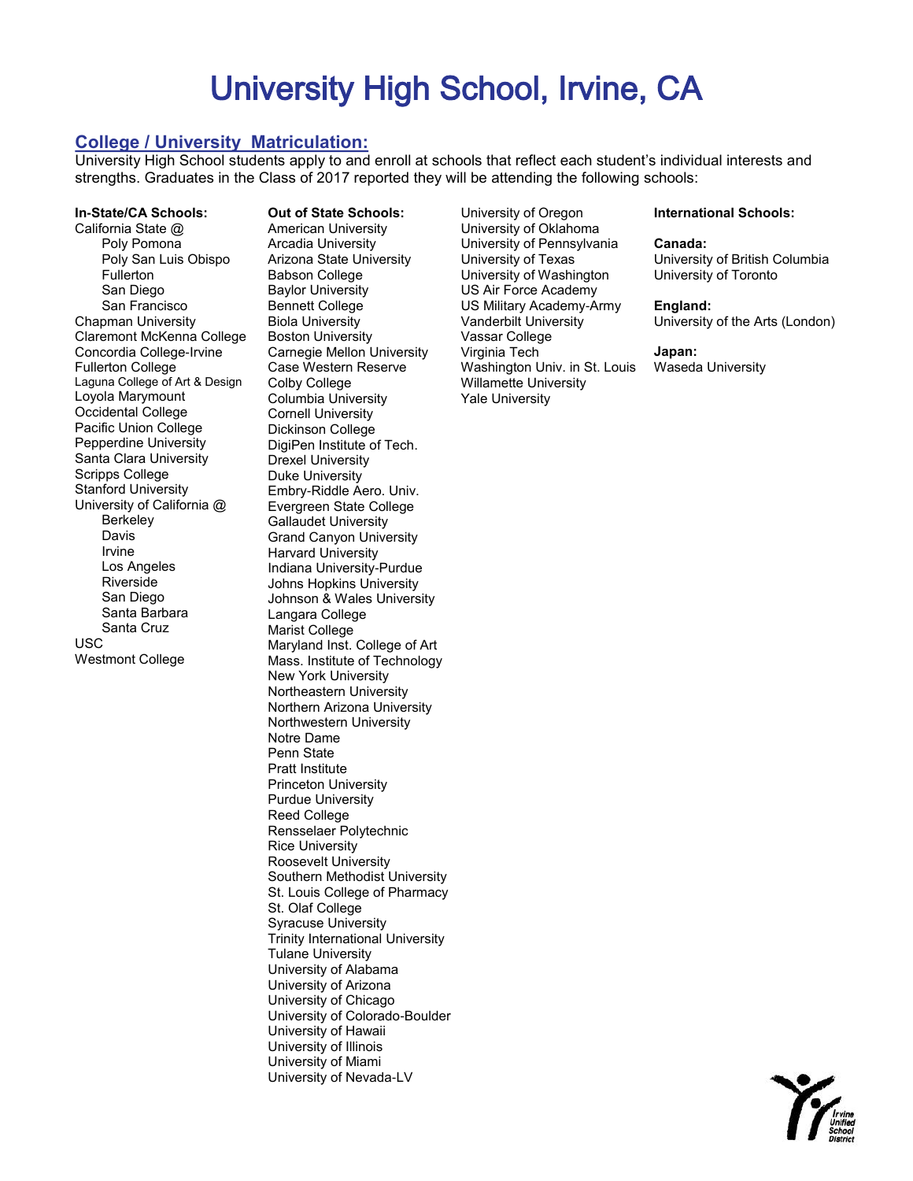# University High School, Irvine, CA

## College / University Matriculation:

University High School students apply to and enroll at schools that reflect each student's individual interests and strengths. Graduates in the Class of 2017 reported they will be attending the following schools:

**In-State/CA Schools:**

- California State @
  - Poly Pomona
  - Poly San Luis Obispo
  - Fullerton
  - San Diego
  - San Francisco
- Chapman University
- Claremont McKenna College
- Concordia College-Irvine
- Fullerton College
- Laguna College of Art & Design
- Loyola Marymount
- Occidental College
- Pacific Union College
- Pepperdine University
- Santa Clara University
- Scripps College
- Stanford University
- University of California @
  - Berkeley
  - Davis
  - Irvine
  - Los Angeles
  - Riverside
  - San Diego
  - Santa Barbara
  - Santa Cruz
- USC
- Westmont College

**Out of State Schools:**

- American University
- Arcadia University
- Arizona State University
- Babson College
- Baylor University
- Bennett College
- Biola University
- Boston University
- Carnegie Mellon University
- Case Western Reserve
- Colby College
- Columbia University
- Cornell University
- Dickinson College
- DigiPen Institute of Tech.
- Drexel University
- Duke University
- Embry-Riddle Aero. Univ.
- Evergreen State College
- Gallaudet University
- Grand Canyon University
- Harvard University
- Indiana University-Purdue
- Johns Hopkins University
- Johnson & Wales University
- Langara College
- Marist College
- Maryland Inst. College of Art
- Mass. Institute of Technology
- New York University
- Northeastern University
- Northern Arizona University
- Northwestern University
- Notre Dame
- Penn State
- Pratt Institute
- Princeton University
- Purdue University
- Reed College
- Rensselaer Polytechnic
- Rice University
- Roosevelt University
- Southern Methodist University
- St. Louis College of Pharmacy
- St. Olaf College
- Syracuse University
- Trinity International University
- Tulane University
- University of Alabama
- University of Arizona
- University of Chicago
- University of Colorado-Boulder
- University of Hawaii
- University of Illinois
- University of Miami
- University of Nevada-LV
- University of Oregon
- University of Oklahoma
- University of Pennsylvania
- University of Texas
- University of Washington
- US Air Force Academy
- US Military Academy-Army
- Vanderbilt University
- Vassar College
- Virginia Tech
- Washington Univ. in St. Louis
- Willamette University
- Yale University

**International Schools:**

**Canada:**
- University of British Columbia
- University of Toronto

**England:**
- University of the Arts (London)

**Japan:**
- Waseda University